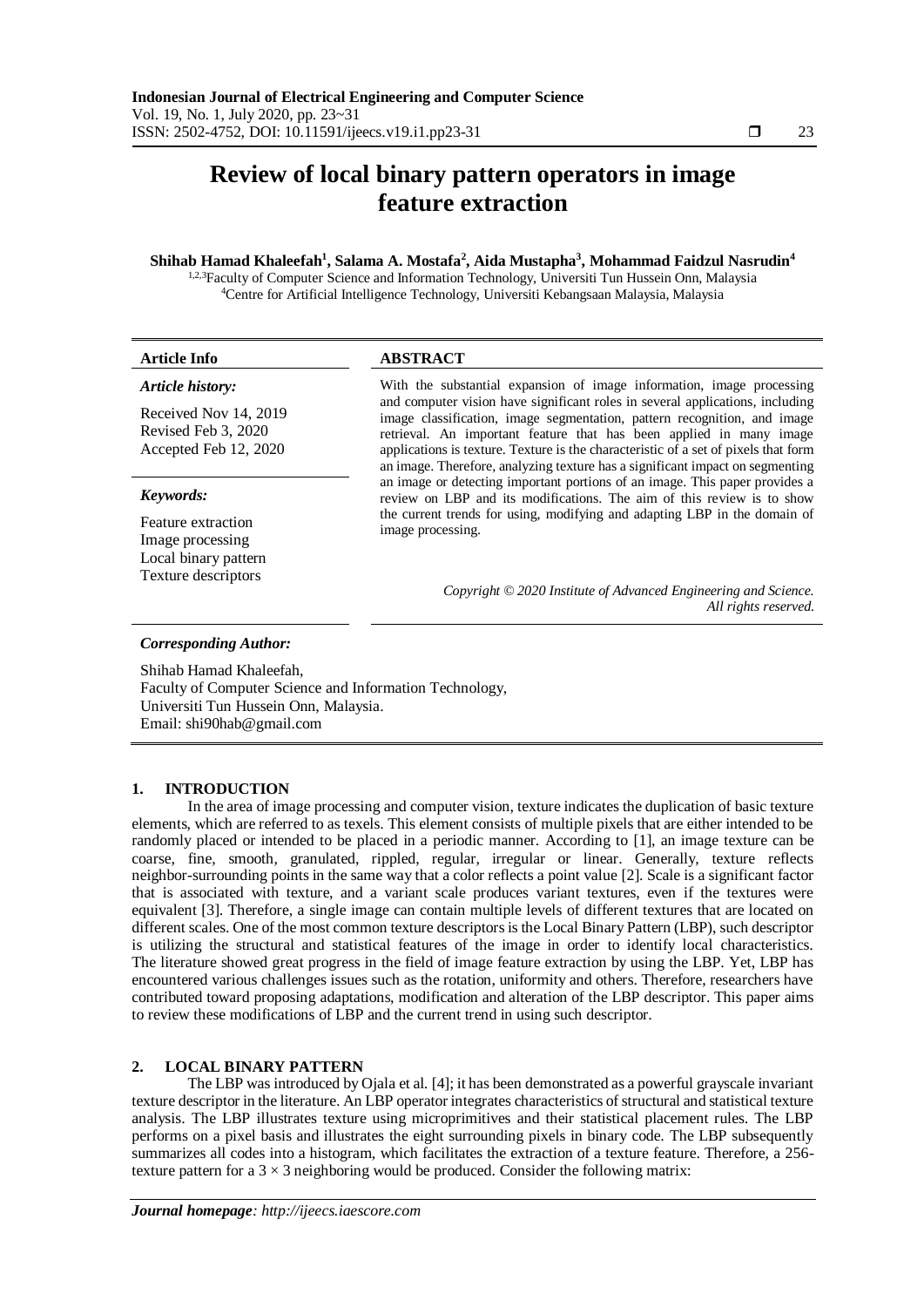# Review of local binary pattern operators in image feature extraction

**Shihab Hamad Khaleefah[1], Salama A. Mostafa[2], Aida Mustapha[3], Mohammad Faidzul Nasrudin[4]**

[1,2,3]Faculty of Computer Science and Information Technology, Universiti Tun Hussein Onn, Malaysia
[4]Centre for Artificial Intelligence Technology, Universiti Kebangsaan Malaysia, Malaysia

**Article Info**

***Article history:***

Received Nov 14, 2019
Revised Feb 3, 2020
Accepted Feb 12, 2020

***Keywords:***

Feature extraction
Image processing
Local binary pattern
Texture descriptors

**ABSTRACT**

With the substantial expansion of image information, image processing and computer vision have significant roles in several applications, including image classification, image segmentation, pattern recognition, and image retrieval. An important feature that has been applied in many image applications is texture. Texture is the characteristic of a set of pixels that form an image. Therefore, analyzing texture has a significant impact on segmenting an image or detecting important portions of an image. This paper provides a review on LBP and its modifications. The aim of this review is to show the current trends for using, modifying and adapting LBP in the domain of image processing.

*Copyright © 2020 Institute of Advanced Engineering and Science. All rights reserved.*

***Corresponding Author:***

Shihab Hamad Khaleefah,
Faculty of Computer Science and Information Technology,
Universiti Tun Hussein Onn, Malaysia.
Email: shi90hab@gmail.com

## 1. INTRODUCTION

In the area of image processing and computer vision, texture indicates the duplication of basic texture elements, which are referred to as texels. This element consists of multiple pixels that are either intended to be randomly placed or intended to be placed in a periodic manner. According to [1], an image texture can be coarse, fine, smooth, granulated, rippled, regular, irregular or linear. Generally, texture reflects neighbor-surrounding points in the same way that a color reflects a point value [2]. Scale is a significant factor that is associated with texture, and a variant scale produces variant textures, even if the textures were equivalent [3]. Therefore, a single image can contain multiple levels of different textures that are located on different scales. One of the most common texture descriptors is the Local Binary Pattern (LBP), such descriptor is utilizing the structural and statistical features of the image in order to identify local characteristics. The literature showed great progress in the field of image feature extraction by using the LBP. Yet, LBP has encountered various challenges issues such as the rotation, uniformity and others. Therefore, researchers have contributed toward proposing adaptations, modification and alteration of the LBP descriptor. This paper aims to review these modifications of LBP and the current trend in using such descriptor.

## 2. LOCAL BINARY PATTERN

The LBP was introduced by Ojala et al. [4]; it has been demonstrated as a powerful grayscale invariant texture descriptor in the literature. An LBP operator integrates characteristics of structural and statistical texture analysis. The LBP illustrates texture using microprimitives and their statistical placement rules. The LBP performs on a pixel basis and illustrates the eight surrounding pixels in binary code. The LBP subsequently summarizes all codes into a histogram, which facilitates the extraction of a texture feature. Therefore, a 256-texture pattern for a $3 \times 3$ neighboring would be produced. Consider the following matrix: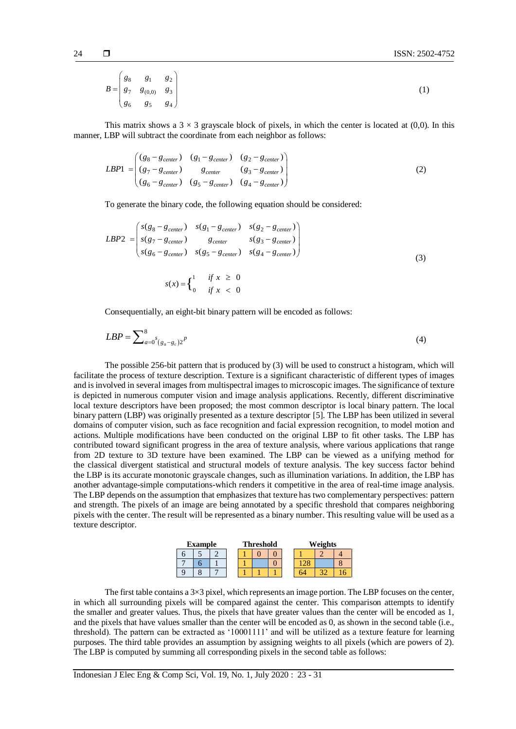$$B = \begin{pmatrix} g_8 & g_1 & g_2 \\ g_7 & g_{(0,0)} & g_3 \\ g_6 & g_5 & g_4 \end{pmatrix} \tag{1}$$

This matrix shows a $3 \times 3$ grayscale block of pixels, in which the center is located at (0,0). In this manner, LBP will subtract the coordinate from each neighbor as follows:

$$LBP1 = \begin{pmatrix} (g_8 - g_{center}) & (g_1 - g_{center}) & (g_2 - g_{center}) \\ (g_7 - g_{center}) & g_{center} & (g_3 - g_{center}) \\ (g_6 - g_{center}) & (g_5 - g_{center}) & (g_4 - g_{center}) \end{pmatrix} \tag{2}$$

To generate the binary code, the following equation should be considered:

$$LBP2 = \begin{pmatrix} s(g_8 - g_{center}) & s(g_1 - g_{center}) & s(g_2 - g_{center}) \\ s(g_7 - g_{center}) & g_{center} & s(g_3 - g_{center}) \\ s(g_6 - g_{center}) & s(g_5 - g_{center}) & s(g_4 - g_{center}) \end{pmatrix}$$

$$s(x) = \begin{cases} 1 & if\ x \geq 0 \\ 0 & if\ x < 0 \end{cases} \tag{3}$$

Consequentially, an eight-bit binary pattern will be encoded as follows:

$$LBP = \sum\nolimits_{a=0}^{8} s_{(g_a - g_c)} 2^p \tag{4}$$

The possible 256-bit pattern that is produced by (3) will be used to construct a histogram, which will facilitate the process of texture description. Texture is a significant characteristic of different types of images and is involved in several images from multispectral images to microscopic images. The significance of texture is depicted in numerous computer vision and image analysis applications. Recently, different discriminative local texture descriptors have been proposed; the most common descriptor is local binary pattern. The local binary pattern (LBP) was originally presented as a texture descriptor [5]. The LBP has been utilized in several domains of computer vision, such as face recognition and facial expression recognition, to model motion and actions. Multiple modifications have been conducted on the original LBP to fit other tasks. The LBP has contributed toward significant progress in the area of texture analysis, where various applications that range from 2D texture to 3D texture have been examined. The LBP can be viewed as a unifying method for the classical divergent statistical and structural models of texture analysis. The key success factor behind the LBP is its accurate monotonic grayscale changes, such as illumination variations. In addition, the LBP has another advantage-simple computations-which renders it competitive in the area of real-time image analysis. The LBP depends on the assumption that emphasizes that texture has two complementary perspectives: pattern and strength. The pixels of an image are being annotated by a specific threshold that compares neighboring pixels with the center. The result will be represented as a binary number. This resulting value will be used as a texture descriptor.

**Example**

| | | |
|---|---|---|
| 6 | 5 | 2 |
| 7 | 6 | 1 |
| 9 | 8 | 7 |

**Threshold**

| | | |
|---|---|---|
| 1 | 0 | 0 |
| 1 | | 0 |
| 1 | 1 | 1 |

**Weights**

| | | |
|---|---|---|
| 1 | 2 | 4 |
| 128 | | 8 |
| 64 | 32 | 16 |

The first table contains a 3×3 pixel, which represents an image portion. The LBP focuses on the center, in which all surrounding pixels will be compared against the center. This comparison attempts to identify the smaller and greater values. Thus, the pixels that have greater values than the center will be encoded as 1, and the pixels that have values smaller than the center will be encoded as 0, as shown in the second table (i.e., threshold). The pattern can be extracted as '10001111' and will be utilized as a texture feature for learning purposes. The third table provides an assumption by assigning weights to all pixels (which are powers of 2). The LBP is computed by summing all corresponding pixels in the second table as follows: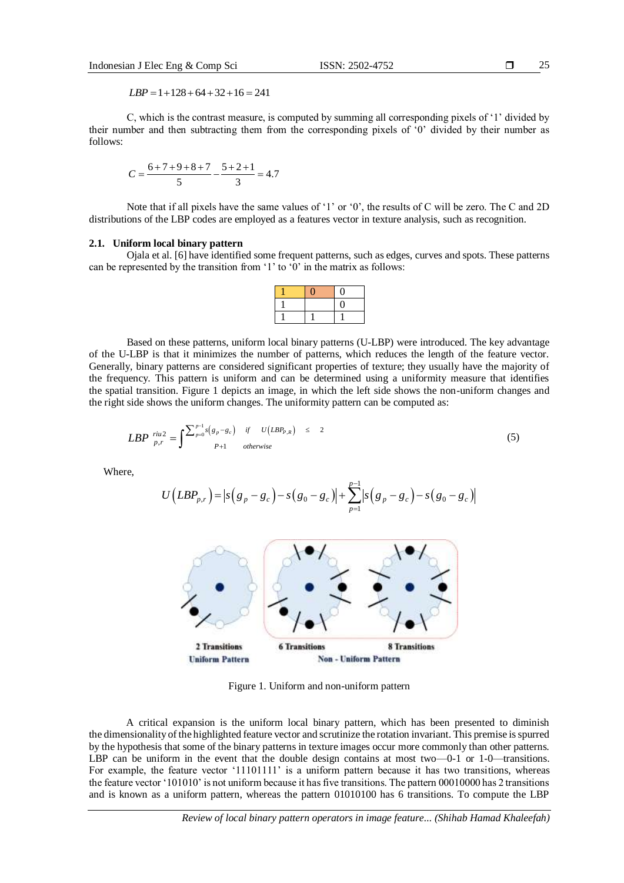$$LBP = 1 + 128 + 64 + 32 + 16 = 241$$

C, which is the contrast measure, is computed by summing all corresponding pixels of '1' divided by their number and then subtracting them from the corresponding pixels of '0' divided by their number as follows:

$$C = \frac{6+7+9+8+7}{5} - \frac{5+2+1}{3} = 4.7$$

Note that if all pixels have the same values of '1' or '0', the results of C will be zero. The C and 2D distributions of the LBP codes are employed as a features vector in texture analysis, such as recognition.

### 2.1. Uniform local binary pattern

Ojala et al. [6] have identified some frequent patterns, such as edges, curves and spots. These patterns can be represented by the transition from '1' to '0' in the matrix as follows:

| 1 | 0 | 0 |
|---|---|---|
| 1 |   | 0 |
| 1 | 1 | 1 |

Based on these patterns, uniform local binary patterns (U-LBP) were introduced. The key advantage of the U-LBP is that it minimizes the number of patterns, which reduces the length of the feature vector. Generally, binary patterns are considered significant properties of texture; they usually have the majority of the frequency. This pattern is uniform and can be determined using a uniformity measure that identifies the spatial transition. Figure 1 depicts an image, in which the left side shows the non-uniform changes and the right side shows the uniform changes. The uniformity pattern can be computed as:

$$LBP_{p,r}^{riu2} = \begin{cases} \sum_{p=0}^{p-1} s\left(g_p - g_c\right) & if \quad U\left(LBP_{P,R}\right) \leq 2 \\ P+1 & otherwise \end{cases} \tag{5}$$

Where,

$$U\left(LBP_{p,r}\right) = \left|s\left(g_p - g_c\right) - s\left(g_0 - g_c\right)\right| + \sum_{p=1}^{p-1} \left|s\left(g_p - g_c\right) - s\left(g_0 - g_c\right)\right|$$

2 Transitions
Uniform Pattern

6 Transitions

8 Transitions
Non - Uniform Pattern

Figure 1. Uniform and non-uniform pattern

A critical expansion is the uniform local binary pattern, which has been presented to diminish the dimensionality of the highlighted feature vector and scrutinize the rotation invariant. This premise is spurred by the hypothesis that some of the binary patterns in texture images occur more commonly than other patterns. LBP can be uniform in the event that the double design contains at most two—0-1 or 1-0—transitions. For example, the feature vector '11101111' is a uniform pattern because it has two transitions, whereas the feature vector '101010' is not uniform because it has five transitions. The pattern 00010000 has 2 transitions and is known as a uniform pattern, whereas the pattern 01010100 has 6 transitions. To compute the LBP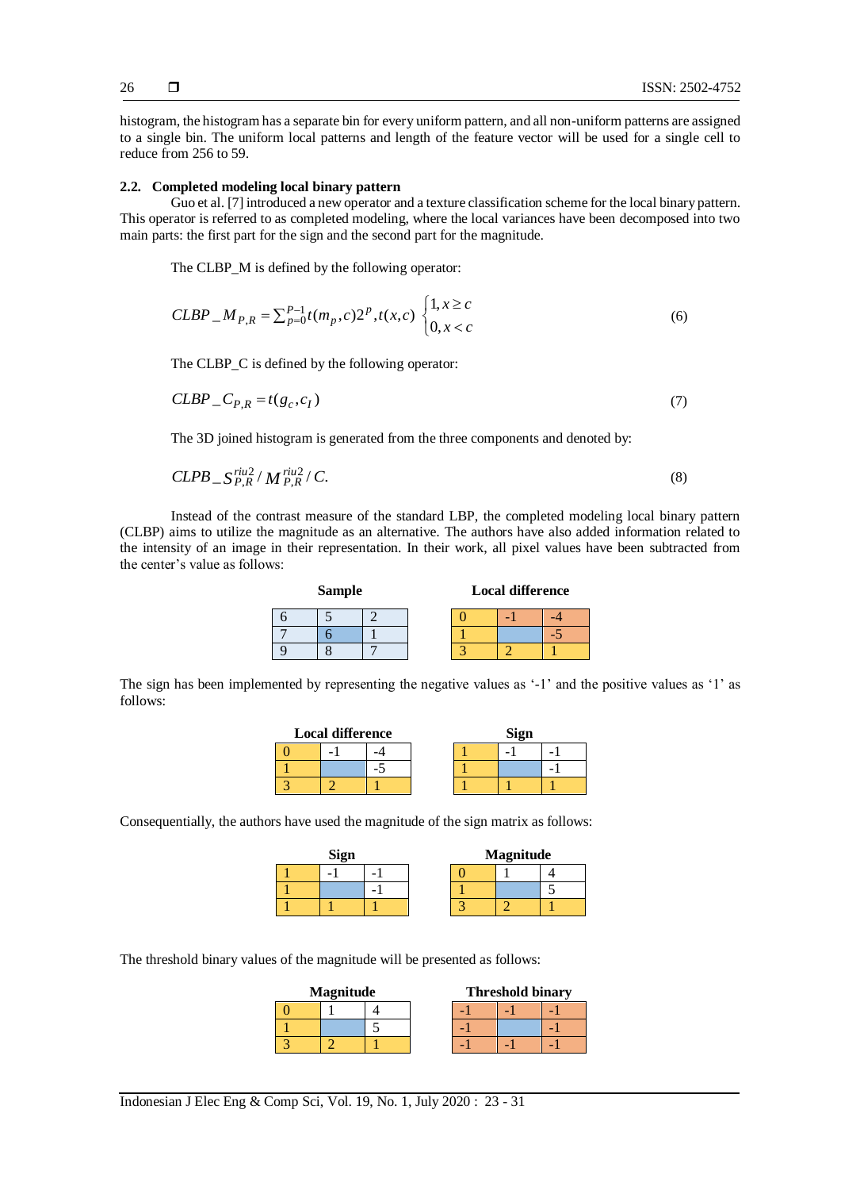histogram, the histogram has a separate bin for every uniform pattern, and all non-uniform patterns are assigned to a single bin. The uniform local patterns and length of the feature vector will be used for a single cell to reduce from 256 to 59.

### 2.2. Completed modeling local binary pattern

Guo et al. [7] introduced a new operator and a texture classification scheme for the local binary pattern. This operator is referred to as completed modeling, where the local variances have been decomposed into two main parts: the first part for the sign and the second part for the magnitude.

The CLBP_M is defined by the following operator:

$$CLBP\_M_{P,R} = \sum_{p=0}^{P-1} t(m_p, c) 2^p, t(x,c) \begin{cases} 1, x \geq c \\ 0, x < c \end{cases} \tag{6}$$

The CLBP_C is defined by the following operator:

$$CLBP\_C_{P,R} = t(g_c, c_I) \tag{7}$$

The 3D joined histogram is generated from the three components and denoted by:

$$CLPB\_S_{P,R}^{riu2} / M_{P,R}^{riu2} / C. \tag{8}$$

Instead of the contrast measure of the standard LBP, the completed modeling local binary pattern (CLBP) aims to utilize the magnitude as an alternative. The authors have also added information related to the intensity of an image in their representation. In their work, all pixel values have been subtracted from the center's value as follows:

**Sample**

| | | |
|---|---|---|
| 6 | 5 | 2 |
| 7 | 6 | 1 |
| 9 | 8 | 7 |

**Local difference**

| | | |
|---|---|---|
| 0 | -1 | -4 |
| 1 | | -5 |
| 3 | 2 | 1 |

The sign has been implemented by representing the negative values as '-1' and the positive values as '1' as follows:

**Local difference**

| | | |
|---|---|---|
| 0 | -1 | -4 |
| 1 | | -5 |
| 3 | 2 | 1 |

**Sign**

| | | |
|---|---|---|
| 1 | -1 | -1 |
| 1 | | -1 |
| 1 | 1 | 1 |

Consequentially, the authors have used the magnitude of the sign matrix as follows:

**Sign**

| | | |
|---|---|---|
| 1 | -1 | -1 |
| 1 | | -1 |
| 1 | 1 | 1 |

**Magnitude**

| | | |
|---|---|---|
| 0 | 1 | 4 |
| 1 | | 5 |
| 3 | 2 | 1 |

The threshold binary values of the magnitude will be presented as follows:

**Magnitude**

| | | |
|---|---|---|
| 0 | 1 | 4 |
| 1 | | 5 |
| 3 | 2 | 1 |

**Threshold binary**

| | | |
|---|---|---|
| -1 | -1 | -1 |
| -1 | | -1 |
| -1 | -1 | -1 |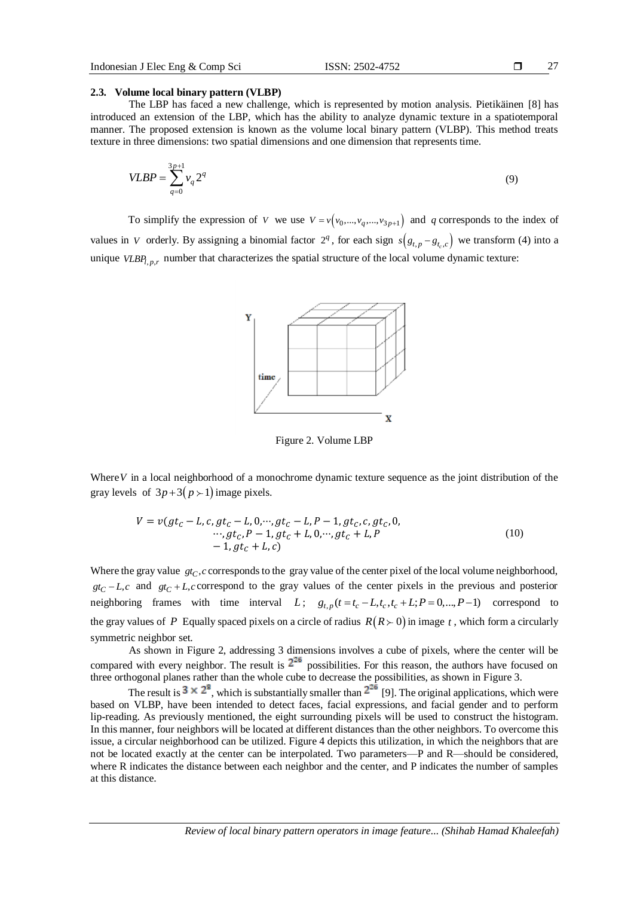### 2.3. Volume local binary pattern (VLBP)

The LBP has faced a new challenge, which is represented by motion analysis. Pietikäinen [8] has introduced an extension of the LBP, which has the ability to analyze dynamic texture in a spatiotemporal manner. The proposed extension is known as the volume local binary pattern (VLBP). This method treats texture in three dimensions: two spatial dimensions and one dimension that represents time.

$$VLBP = \sum_{q=0}^{3p+1} v_q 2^q \tag{9}$$

To simplify the expression of $V$ we use $V = v(v_0, ..., v_q, ..., v_{3p+1})$ and $q$ corresponds to the index of values in $V$ orderly. By assigning a binomial factor $2^q$, for each sign $s(g_{t,p} - g_{t_c,c})$ we transform (4) into a unique $VLBP_{l,p,r}$ number that characterizes the spatial structure of the local volume dynamic texture:

Figure 2. Volume LBP

Where $V$ in a local neighborhood of a monochrome dynamic texture sequence as the joint distribution of the gray levels of $3p + 3(p \succ 1)$ image pixels.

$$V = v(gt_C - L, c, gt_C - L, 0, \cdots, gt_C - L, P - 1, gt_C, c, gt_C, 0, \\ \cdots, gt_C, P - 1, gt_C + L, 0, \cdots, gt_C + L, P \\ - 1, gt_C + L, c) \tag{10}$$

Where the gray value $gt_C, c$ corresponds to the gray value of the center pixel of the local volume neighborhood, $gt_C - L, c$ and $gt_C + L, c$ correspond to the gray values of the center pixels in the previous and posterior neighboring frames with time interval $L$; $g_{t,p}(t = t_c - L, t_c, t_c + L; P = 0, ..., P-1)$ correspond to the gray values of $P$ Equally spaced pixels on a circle of radius $R(R \succ 0)$ in image $t$, which form a circularly symmetric neighbor set.

As shown in Figure 2, addressing 3 dimensions involves a cube of pixels, where the center will be compared with every neighbor. The result is $2^{26}$ possibilities. For this reason, the authors have focused on three orthogonal planes rather than the whole cube to decrease the possibilities, as shown in Figure 3.

The result is $3 \times 2^8$, which is substantially smaller than $2^{26}$ [9]. The original applications, which were based on VLBP, have been intended to detect faces, facial expressions, and facial gender and to perform lip-reading. As previously mentioned, the eight surrounding pixels will be used to construct the histogram. In this manner, four neighbors will be located at different distances than the other neighbors. To overcome this issue, a circular neighborhood can be utilized. Figure 4 depicts this utilization, in which the neighbors that are not be located exactly at the center can be interpolated. Two parameters—P and R—should be considered, where R indicates the distance between each neighbor and the center, and P indicates the number of samples at this distance.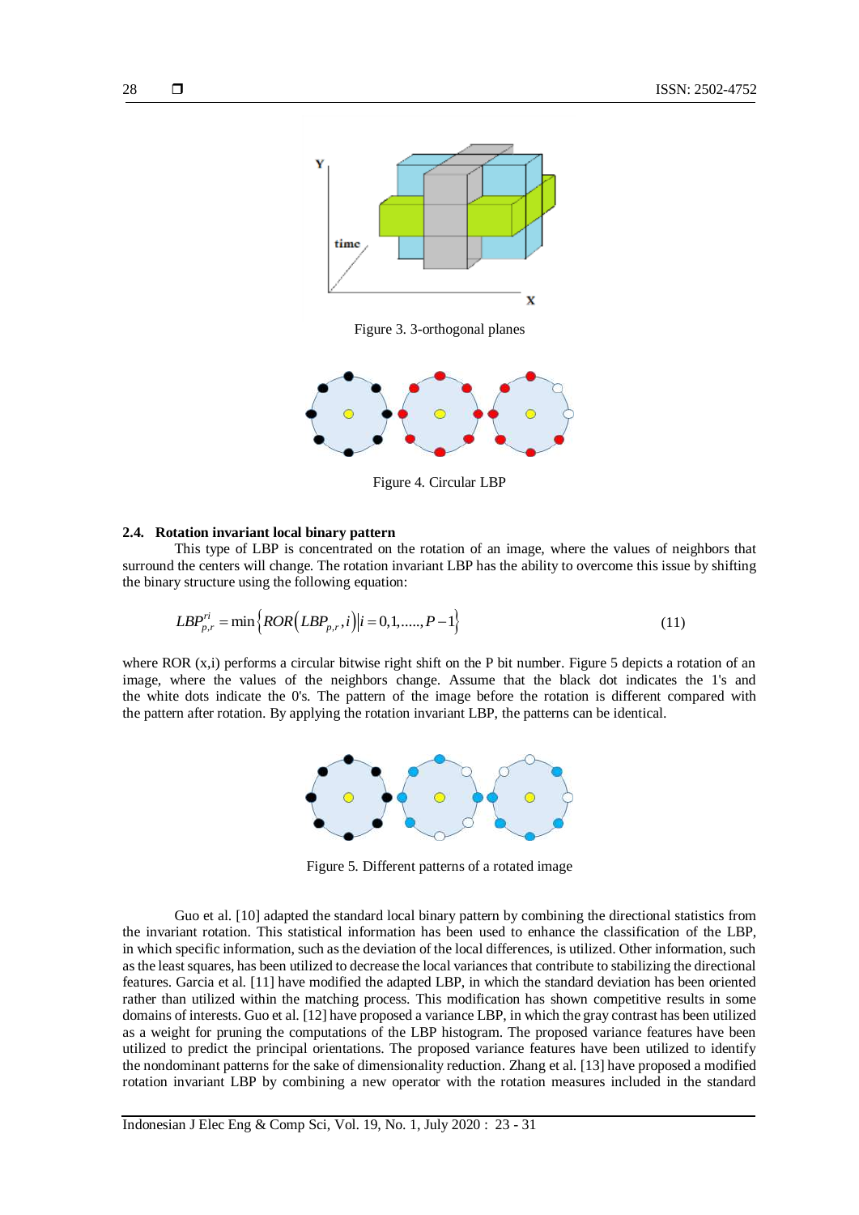Figure 3. 3-orthogonal planes

Figure 4. Circular LBP

### 2.4. Rotation invariant local binary pattern

This type of LBP is concentrated on the rotation of an image, where the values of neighbors that surround the centers will change. The rotation invariant LBP has the ability to overcome this issue by shifting the binary structure using the following equation:

$$LBP_{p,r}^{ri} = \min\left\{ROR\left(LBP_{p,r}, i\right) \middle| i = 0,1,\ldots\ldots,P-1\right\} \tag{11}$$

where ROR (x,i) performs a circular bitwise right shift on the P bit number. Figure 5 depicts a rotation of an image, where the values of the neighbors change. Assume that the black dot indicates the 1's and the white dots indicate the 0's. The pattern of the image before the rotation is different compared with the pattern after rotation. By applying the rotation invariant LBP, the patterns can be identical.

Figure 5. Different patterns of a rotated image

Guo et al. [10] adapted the standard local binary pattern by combining the directional statistics from the invariant rotation. This statistical information has been used to enhance the classification of the LBP, in which specific information, such as the deviation of the local differences, is utilized. Other information, such as the least squares, has been utilized to decrease the local variances that contribute to stabilizing the directional features. Garcia et al. [11] have modified the adapted LBP, in which the standard deviation has been oriented rather than utilized within the matching process. This modification has shown competitive results in some domains of interests. Guo et al. [12] have proposed a variance LBP, in which the gray contrast has been utilized as a weight for pruning the computations of the LBP histogram. The proposed variance features have been utilized to predict the principal orientations. The proposed variance features have been utilized to identify the nondominant patterns for the sake of dimensionality reduction. Zhang et al. [13] have proposed a modified rotation invariant LBP by combining a new operator with the rotation measures included in the standard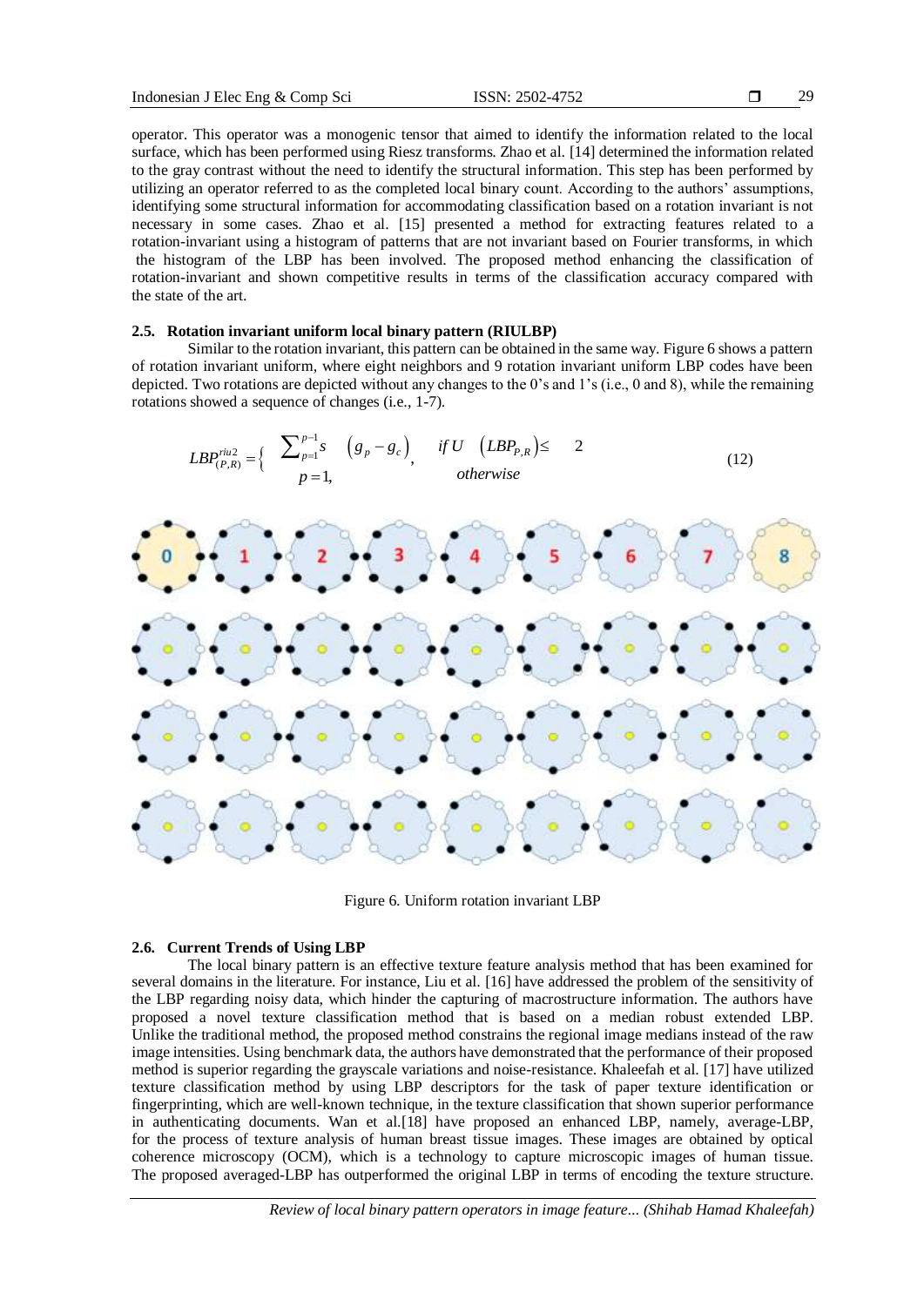operator. This operator was a monogenic tensor that aimed to identify the information related to the local surface, which has been performed using Riesz transforms. Zhao et al. [14] determined the information related to the gray contrast without the need to identify the structural information. This step has been performed by utilizing an operator referred to as the completed local binary count. According to the authors' assumptions, identifying some structural information for accommodating classification based on a rotation invariant is not necessary in some cases. Zhao et al. [15] presented a method for extracting features related to a rotation-invariant using a histogram of patterns that are not invariant based on Fourier transforms, in which the histogram of the LBP has been involved. The proposed method enhancing the classification of rotation-invariant and shown competitive results in terms of the classification accuracy compared with the state of the art.

### 2.5. Rotation invariant uniform local binary pattern (RIULBP)

Similar to the rotation invariant, this pattern can be obtained in the same way. Figure 6 shows a pattern of rotation invariant uniform, where eight neighbors and 9 rotation invariant uniform LBP codes have been depicted. Two rotations are depicted without any changes to the 0's and 1's (i.e., 0 and 8), while the remaining rotations showed a sequence of changes (i.e., 1-7).

$$LBP_{(P,R)}^{riu2} = \begin{cases} \sum_{p=1}^{p-1} s\left(g_p - g_c\right), & if\ U\left(LBP_{P,R}\right) \leq 2 \\ p = 1, & otherwise \end{cases} \quad (12)$$

Figure 6. Uniform rotation invariant LBP

### 2.6. Current Trends of Using LBP

The local binary pattern is an effective texture feature analysis method that has been examined for several domains in the literature. For instance, Liu et al. [16] have addressed the problem of the sensitivity of the LBP regarding noisy data, which hinder the capturing of macrostructure information. The authors have proposed a novel texture classification method that is based on a median robust extended LBP. Unlike the traditional method, the proposed method constrains the regional image medians instead of the raw image intensities. Using benchmark data, the authors have demonstrated that the performance of their proposed method is superior regarding the grayscale variations and noise-resistance. Khaleefah et al. [17] have utilized texture classification method by using LBP descriptors for the task of paper texture identification or fingerprinting, which are well-known technique, in the texture classification that shown superior performance in authenticating documents. Wan et al.[18] have proposed an enhanced LBP, namely, average-LBP, for the process of texture analysis of human breast tissue images. These images are obtained by optical coherence microscopy (OCM), which is a technology to capture microscopic images of human tissue. The proposed averaged-LBP has outperformed the original LBP in terms of encoding the texture structure.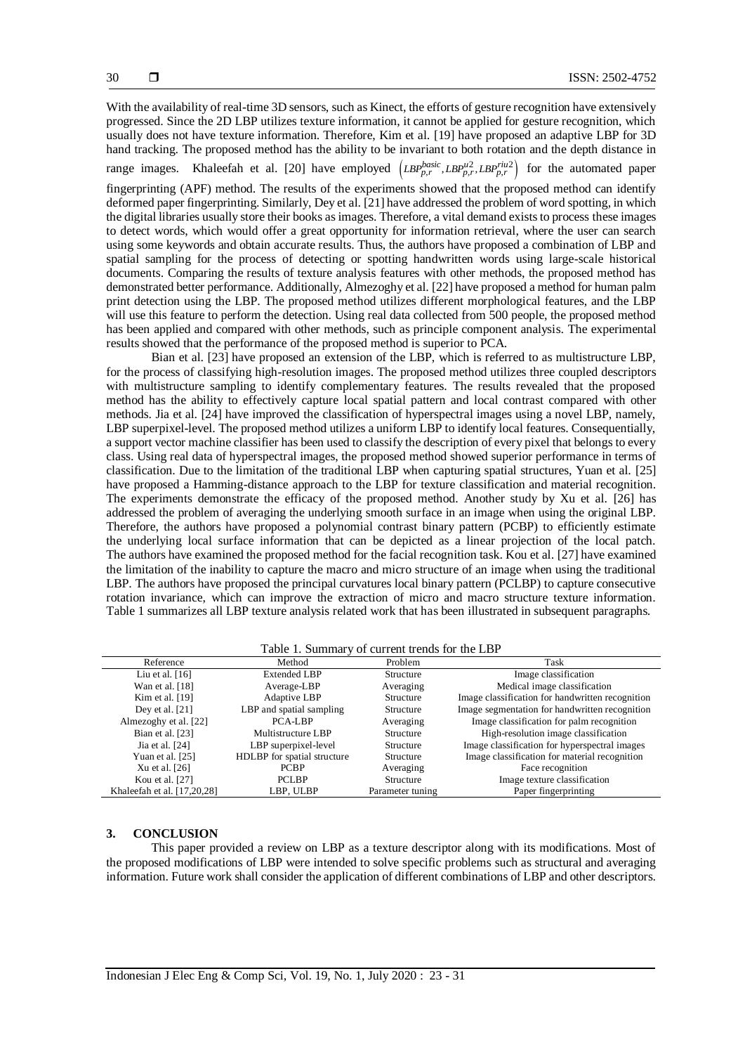With the availability of real-time 3D sensors, such as Kinect, the efforts of gesture recognition have extensively progressed. Since the 2D LBP utilizes texture information, it cannot be applied for gesture recognition, which usually does not have texture information. Therefore, Kim et al. [19] have proposed an adaptive LBP for 3D hand tracking. The proposed method has the ability to be invariant to both rotation and the depth distance in range images. Khaleefah et al. [20] have employed $\left(LBP_{p,r}^{basic}, LBP_{p,r}^{u2}, LBP_{p,r}^{riu2}\right)$ for the automated paper fingerprinting (APF) method. The results of the experiments showed that the proposed method can identify deformed paper fingerprinting. Similarly, Dey et al. [21] have addressed the problem of word spotting, in which the digital libraries usually store their books as images. Therefore, a vital demand exists to process these images to detect words, which would offer a great opportunity for information retrieval, where the user can search using some keywords and obtain accurate results. Thus, the authors have proposed a combination of LBP and spatial sampling for the process of detecting or spotting handwritten words using large-scale historical documents. Comparing the results of texture analysis features with other methods, the proposed method has demonstrated better performance. Additionally, Almezoghy et al. [22] have proposed a method for human palm print detection using the LBP. The proposed method utilizes different morphological features, and the LBP will use this feature to perform the detection. Using real data collected from 500 people, the proposed method has been applied and compared with other methods, such as principle component analysis. The experimental results showed that the performance of the proposed method is superior to PCA.

Bian et al. [23] have proposed an extension of the LBP, which is referred to as multistructure LBP, for the process of classifying high-resolution images. The proposed method utilizes three coupled descriptors with multistructure sampling to identify complementary features. The results revealed that the proposed method has the ability to effectively capture local spatial pattern and local contrast compared with other methods. Jia et al. [24] have improved the classification of hyperspectral images using a novel LBP, namely, LBP superpixel-level. The proposed method utilizes a uniform LBP to identify local features. Consequentially, a support vector machine classifier has been used to classify the description of every pixel that belongs to every class. Using real data of hyperspectral images, the proposed method showed superior performance in terms of classification. Due to the limitation of the traditional LBP when capturing spatial structures, Yuan et al. [25] have proposed a Hamming-distance approach to the LBP for texture classification and material recognition. The experiments demonstrate the efficacy of the proposed method. Another study by Xu et al. [26] has addressed the problem of averaging the underlying smooth surface in an image when using the original LBP. Therefore, the authors have proposed a polynomial contrast binary pattern (PCBP) to efficiently estimate the underlying local surface information that can be depicted as a linear projection of the local patch. The authors have examined the proposed method for the facial recognition task. Kou et al. [27] have examined the limitation of the inability to capture the macro and micro structure of an image when using the traditional LBP. The authors have proposed the principal curvatures local binary pattern (PCLBP) to capture consecutive rotation invariance, which can improve the extraction of micro and macro structure texture information. Table 1 summarizes all LBP texture analysis related work that has been illustrated in subsequent paragraphs.

Table 1. Summary of current trends for the LBP

| Reference | Method | Problem | Task |
|---|---|---|---|
| Liu et al. [16] | Extended LBP | Structure | Image classification |
| Wan et al. [18] | Average-LBP | Averaging | Medical image classification |
| Kim et al. [19] | Adaptive LBP | Structure | Image classification for handwritten recognition |
| Dey et al. [21] | LBP and spatial sampling | Structure | Image segmentation for handwritten recognition |
| Almezoghy et al. [22] | PCA-LBP | Averaging | Image classification for palm recognition |
| Bian et al. [23] | Multistructure LBP | Structure | High-resolution image classification |
| Jia et al. [24] | LBP superpixel-level | Structure | Image classification for hyperspectral images |
| Yuan et al. [25] | HDLBP for spatial structure | Structure | Image classification for material recognition |
| Xu et al. [26] | PCBP | Averaging | Face recognition |
| Kou et al. [27] | PCLBP | Structure | Image texture classification |
| Khaleefah et al. [17,20,28] | LBP, ULBP | Parameter tuning | Paper fingerprinting |

## 3. CONCLUSION

This paper provided a review on LBP as a texture descriptor along with its modifications. Most of the proposed modifications of LBP were intended to solve specific problems such as structural and averaging information. Future work shall consider the application of different combinations of LBP and other descriptors.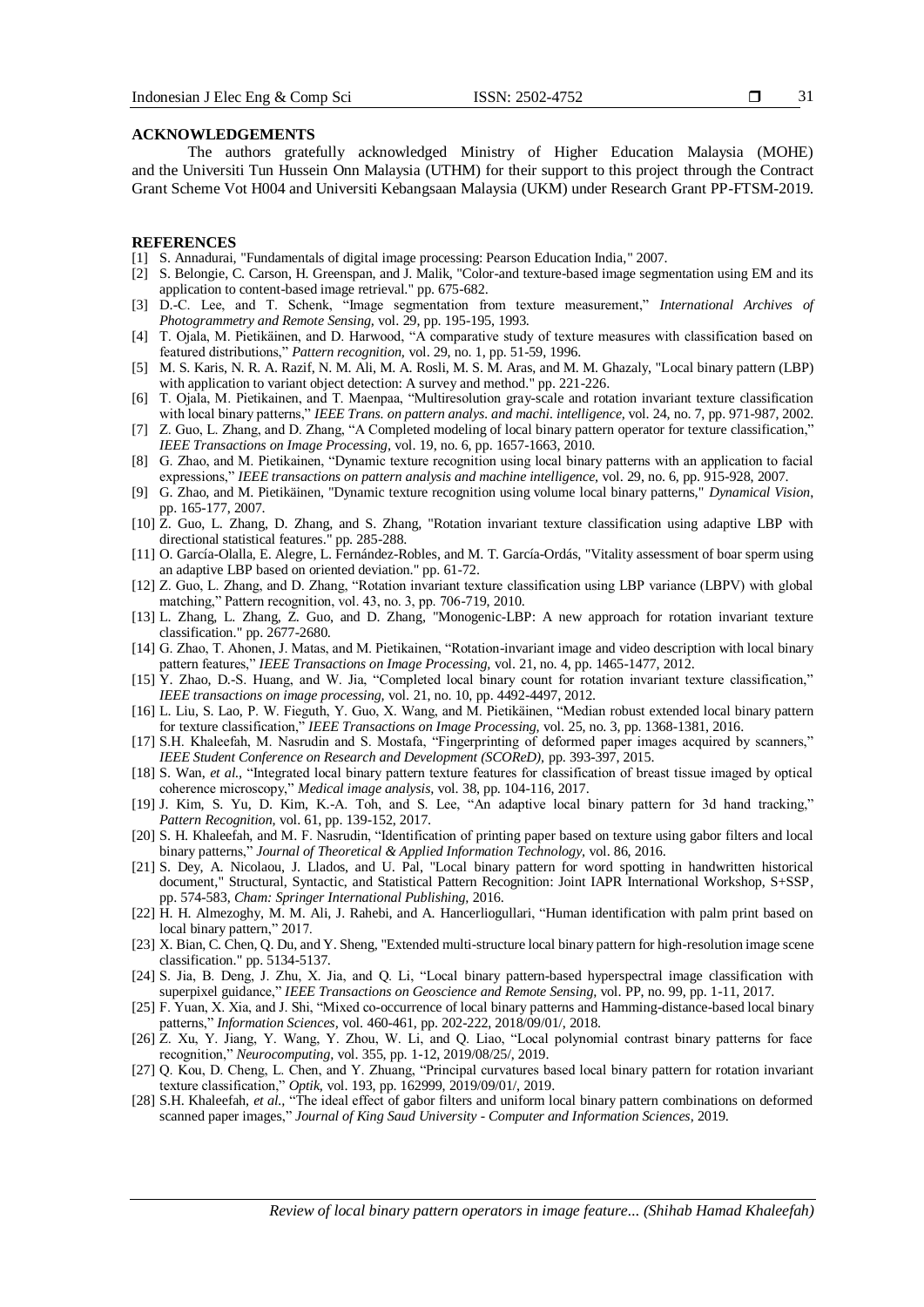## ACKNOWLEDGEMENTS

The authors gratefully acknowledged Ministry of Higher Education Malaysia (MOHE) and the Universiti Tun Hussein Onn Malaysia (UTHM) for their support to this project through the Contract Grant Scheme Vot H004 and Universiti Kebangsaan Malaysia (UKM) under Research Grant PP-FTSM-2019.

## REFERENCES

[1] S. Annadurai, "Fundamentals of digital image processing: Pearson Education India," 2007.

[2] S. Belongie, C. Carson, H. Greenspan, and J. Malik, "Color-and texture-based image segmentation using EM and its application to content-based image retrieval." pp. 675-682.

[3] D.-C. Lee, and T. Schenk, "Image segmentation from texture measurement," *International Archives of Photogrammetry and Remote Sensing,* vol. 29, pp. 195-195, 1993.

[4] T. Ojala, M. Pietikäinen, and D. Harwood, "A comparative study of texture measures with classification based on featured distributions," *Pattern recognition,* vol. 29, no. 1, pp. 51-59, 1996.

[5] M. S. Karis, N. R. A. Razif, N. M. Ali, M. A. Rosli, M. S. M. Aras, and M. M. Ghazaly, "Local binary pattern (LBP) with application to variant object detection: A survey and method." pp. 221-226.

[6] T. Ojala, M. Pietikainen, and T. Maenpaa, "Multiresolution gray-scale and rotation invariant texture classification with local binary patterns," *IEEE Trans. on pattern analys. and machi. intelligence,* vol. 24, no. 7, pp. 971-987, 2002.

[7] Z. Guo, L. Zhang, and D. Zhang, "A Completed modeling of local binary pattern operator for texture classification," *IEEE Transactions on Image Processing*, vol. 19, no. 6, pp. 1657-1663, 2010.

[8] G. Zhao, and M. Pietikainen, "Dynamic texture recognition using local binary patterns with an application to facial expressions," *IEEE transactions on pattern analysis and machine intelligence,* vol. 29, no. 6, pp. 915-928, 2007.

[9] G. Zhao, and M. Pietikäinen, "Dynamic texture recognition using volume local binary patterns," *Dynamical Vision*, pp. 165-177, 2007.

[10] Z. Guo, L. Zhang, D. Zhang, and S. Zhang, "Rotation invariant texture classification using adaptive LBP with directional statistical features." pp. 285-288.

[11] O. García-Olalla, E. Alegre, L. Fernández-Robles, and M. T. García-Ordás, "Vitality assessment of boar sperm using an adaptive LBP based on oriented deviation." pp. 61-72.

[12] Z. Guo, L. Zhang, and D. Zhang, "Rotation invariant texture classification using LBP variance (LBPV) with global matching," Pattern recognition, vol. 43, no. 3, pp. 706-719, 2010.

[13] L. Zhang, L. Zhang, Z. Guo, and D. Zhang, "Monogenic-LBP: A new approach for rotation invariant texture classification." pp. 2677-2680.

[14] G. Zhao, T. Ahonen, J. Matas, and M. Pietikainen, "Rotation-invariant image and video description with local binary pattern features," *IEEE Transactions on Image Processing,* vol. 21, no. 4, pp. 1465-1477, 2012.

[15] Y. Zhao, D.-S. Huang, and W. Jia, "Completed local binary count for rotation invariant texture classification," *IEEE transactions on image processing,* vol. 21, no. 10, pp. 4492-4497, 2012.

[16] L. Liu, S. Lao, P. W. Fieguth, Y. Guo, X. Wang, and M. Pietikäinen, "Median robust extended local binary pattern for texture classification," *IEEE Transactions on Image Processing,* vol. 25, no. 3, pp. 1368-1381, 2016.

[17] S.H. Khaleefah, M. Nasrudin and S. Mostafa, "Fingerprinting of deformed paper images acquired by scanners," *IEEE Student Conference on Research and Development (SCOReD),* pp. 393-397, 2015.

[18] S. Wan, *et al.,* "Integrated local binary pattern texture features for classification of breast tissue imaged by optical coherence microscopy," *Medical image analysis,* vol. 38, pp. 104-116, 2017.

[19] J. Kim, S. Yu, D. Kim, K.-A. Toh, and S. Lee, "An adaptive local binary pattern for 3d hand tracking," *Pattern Recognition,* vol. 61, pp. 139-152, 2017.

[20] S. H. Khaleefah, and M. F. Nasrudin, "Identification of printing paper based on texture using gabor filters and local binary patterns," *Journal of Theoretical & Applied Information Technology*, vol. 86, 2016.

[21] S. Dey, A. Nicolaou, J. Llados, and U. Pal, "Local binary pattern for word spotting in handwritten historical document," Structural, Syntactic, and Statistical Pattern Recognition: Joint IAPR International Workshop, S+SSP, pp. 574-583, *Cham: Springer International Publishing,* 2016.

[22] H. H. Almezoghy, M. M. Ali, J. Rahebi, and A. Hancerliogullari, "Human identification with palm print based on local binary pattern," 2017.

[23] X. Bian, C. Chen, Q. Du, and Y. Sheng, "Extended multi-structure local binary pattern for high-resolution image scene classification." pp. 5134-5137.

[24] S. Jia, B. Deng, J. Zhu, X. Jia, and Q. Li, "Local binary pattern-based hyperspectral image classification with superpixel guidance," *IEEE Transactions on Geoscience and Remote Sensing,* vol. PP, no. 99, pp. 1-11, 2017.

[25] F. Yuan, X. Xia, and J. Shi, "Mixed co-occurrence of local binary patterns and Hamming-distance-based local binary patterns," *Information Sciences,* vol. 460-461, pp. 202-222, 2018/09/01/, 2018.

[26] Z. Xu, Y. Jiang, Y. Wang, Y. Zhou, W. Li, and Q. Liao, "Local polynomial contrast binary patterns for face recognition," *Neurocomputing,* vol. 355, pp. 1-12, 2019/08/25/, 2019.

[27] Q. Kou, D. Cheng, L. Chen, and Y. Zhuang, "Principal curvatures based local binary pattern for rotation invariant texture classification," *Optik,* vol. 193, pp. 162999, 2019/09/01/, 2019.

[28] S.H. Khaleefah, *et al.,* "The ideal effect of gabor filters and uniform local binary pattern combinations on deformed scanned paper images," *Journal of King Saud University - Computer and Information Sciences*, 2019.